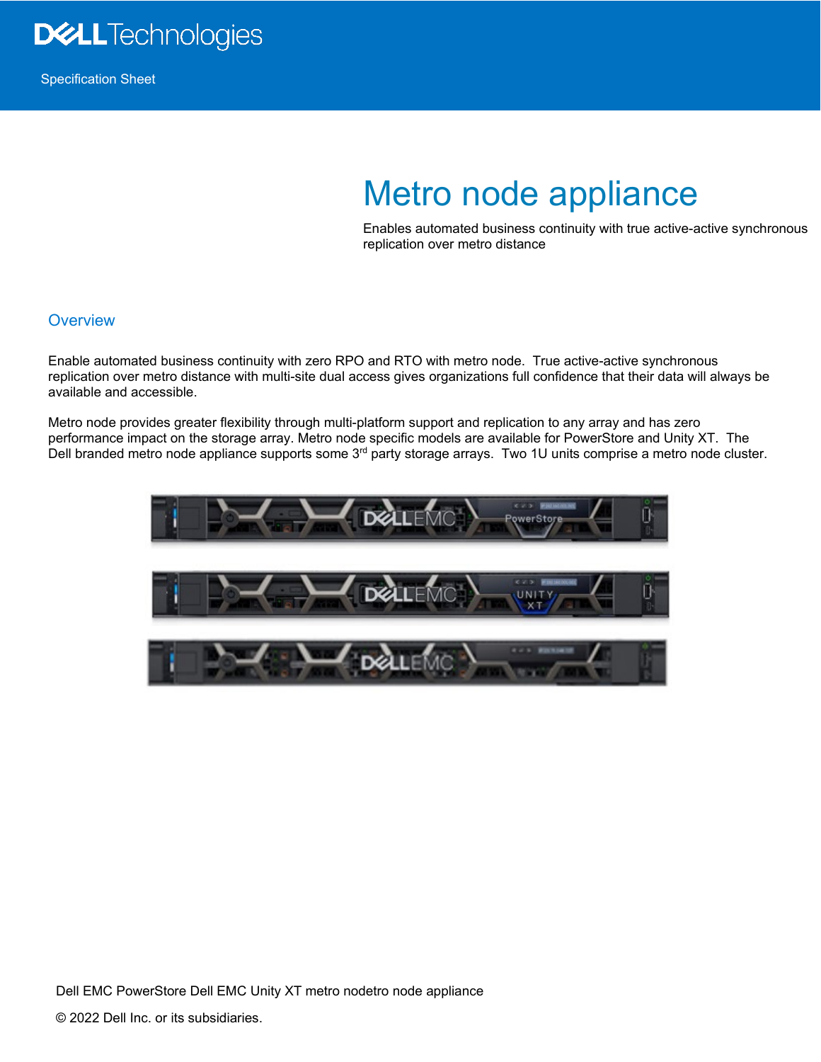Specification Sheet

# Metro node appliance

Enables automated business continuity with true active-active synchronous replication over metro distance

## Overview

Enable automated business continuity with zero RPO and RTO with metro node. True active-active synchronous replication over metro distance with multi-site dual access gives organizations full confidence that their data will always be available and accessible.

Metro node provides greater flexibility through multi-platform support and replication to any array and has zero performance impact on the storage array. Metro node specific models are available for PowerStore and Unity XT. The Dell branded metro node appliance supports some 3rd party storage arrays. Two 1U units comprise a metro node cluster.

Dell EMC PowerStore Dell EMC Unity XT metro nodetro node appliance

© 2022 Dell Inc. or its subsidiaries.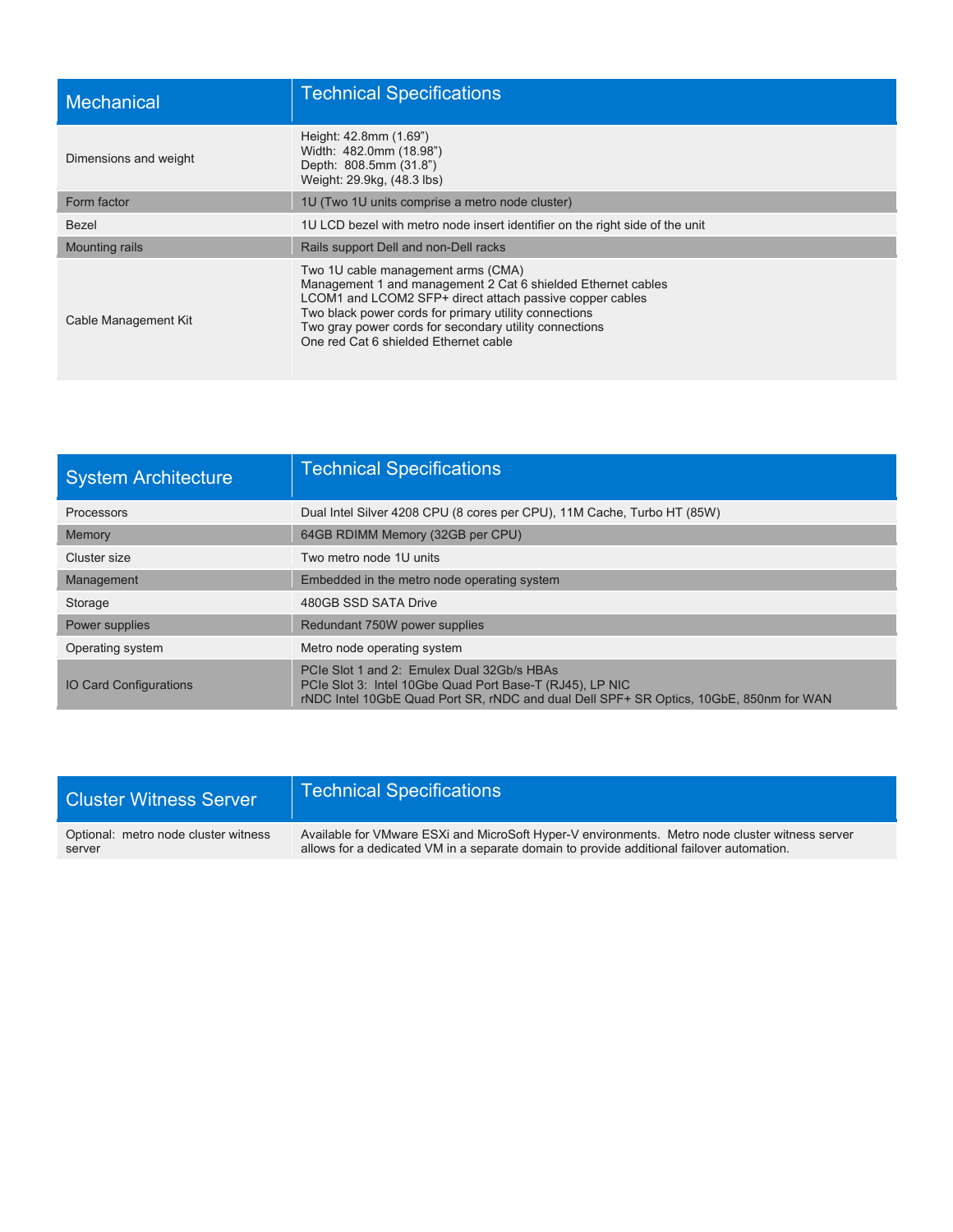| Mechanical | Technical Specifications |
| --- | --- |
| Dimensions and weight | Height: 42.8mm (1.69")<br>Width: 482.0mm (18.98")<br>Depth: 808.5mm (31.8")<br>Weight: 29.9kg, (48.3 lbs) |
| Form factor | 1U (Two 1U units comprise a metro node cluster) |
| Bezel | 1U LCD bezel with metro node insert identifier on the right side of the unit |
| Mounting rails | Rails support Dell and non-Dell racks |
| Cable Management Kit | Two 1U cable management arms (CMA)<br>Management 1 and management 2 Cat 6 shielded Ethernet cables<br>LCOM1 and LCOM2 SFP+ direct attach passive copper cables<br>Two black power cords for primary utility connections<br>Two gray power cords for secondary utility connections<br>One red Cat 6 shielded Ethernet cable |

| System Architecture | Technical Specifications |
| --- | --- |
| Processors | Dual Intel Silver 4208 CPU (8 cores per CPU), 11M Cache, Turbo HT (85W) |
| Memory | 64GB RDIMM Memory (32GB per CPU) |
| Cluster size | Two metro node 1U units |
| Management | Embedded in the metro node operating system |
| Storage | 480GB SSD SATA Drive |
| Power supplies | Redundant 750W power supplies |
| Operating system | Metro node operating system |
| IO Card Configurations | PCIe Slot 1 and 2: Emulex Dual 32Gb/s HBAs<br>PCIe Slot 3: Intel 10Gbe Quad Port Base-T (RJ45), LP NIC<br>rNDC Intel 10GbE Quad Port SR, rNDC and dual Dell SPF+ SR Optics, 10GbE, 850nm for WAN |

| Cluster Witness Server | Technical Specifications |
| --- | --- |
| Optional: metro node cluster witness server | Available for VMware ESXi and MicroSoft Hyper-V environments. Metro node cluster witness server allows for a dedicated VM in a separate domain to provide additional failover automation. |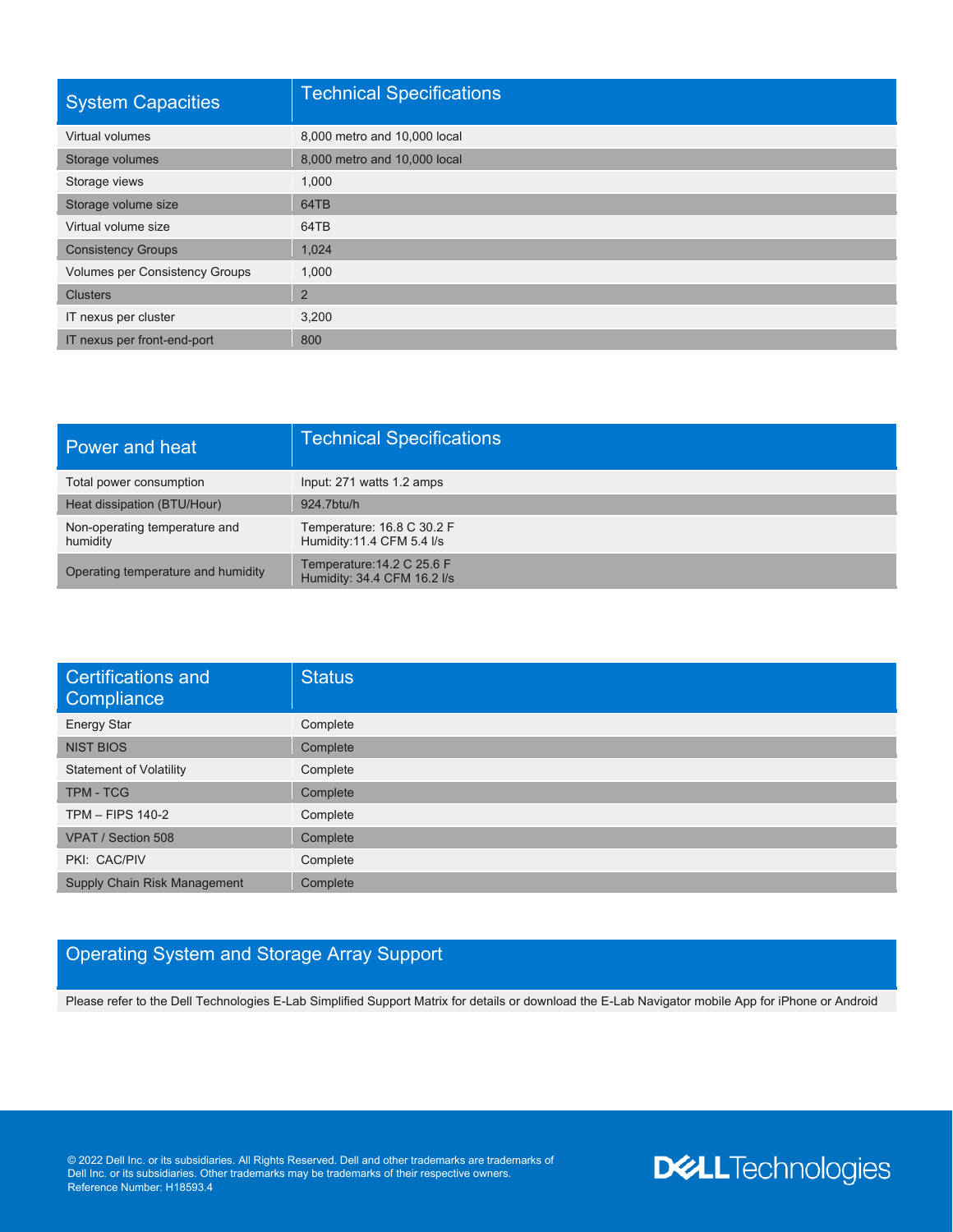| System Capacities | Technical Specifications |
|---|---|
| Virtual volumes | 8,000 metro and 10,000 local |
| Storage volumes | 8,000 metro and 10,000 local |
| Storage views | 1,000 |
| Storage volume size | 64TB |
| Virtual volume size | 64TB |
| Consistency Groups | 1,024 |
| Volumes per Consistency Groups | 1,000 |
| Clusters | 2 |
| IT nexus per cluster | 3,200 |
| IT nexus per front-end-port | 800 |

| Power and heat | Technical Specifications |
|---|---|
| Total power consumption | Input: 271 watts 1.2 amps |
| Heat dissipation (BTU/Hour) | 924.7btu/h |
| Non-operating temperature and humidity | Temperature: 16.8 C 30.2 F<br>Humidity:11.4 CFM 5.4 l/s |
| Operating temperature and humidity | Temperature:14.2 C 25.6 F<br>Humidity: 34.4 CFM 16.2 l/s |

| Certifications and Compliance | Status |
|---|---|
| Energy Star | Complete |
| NIST BIOS | Complete |
| Statement of Volatility | Complete |
| TPM - TCG | Complete |
| TPM – FIPS 140-2 | Complete |
| VPAT / Section 508 | Complete |
| PKI: CAC/PIV | Complete |
| Supply Chain Risk Management | Complete |

## Operating System and Storage Array Support

Please refer to the Dell Technologies E-Lab Simplified Support Matrix for details or download the E-Lab Navigator mobile App for iPhone or Android

© 2022 Dell Inc. or its subsidiaries. All Rights Reserved. Dell and other trademarks are trademarks of Dell Inc. or its subsidiaries. Other trademarks may be trademarks of their respective owners.
Reference Number: H18593.4

DELL Technologies